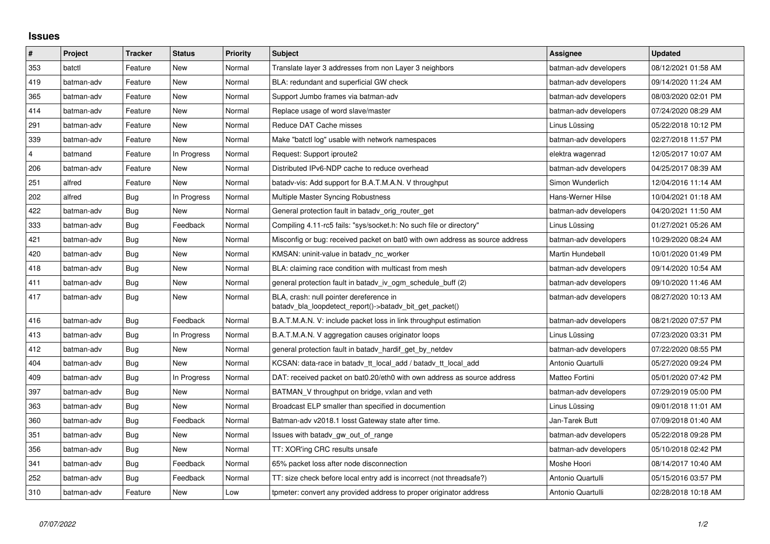# Issues

| # | Project | Tracker | Status | Priority | Subject | Assignee | Updated |
|---|---|---|---|---|---|---|---|
| 353 | batctl | Feature | New | Normal | Translate layer 3 addresses from non Layer 3 neighbors | batman-adv developers | 08/12/2021 01:58 AM |
| 419 | batman-adv | Feature | New | Normal | BLA: redundant and superficial GW check | batman-adv developers | 09/14/2020 11:24 AM |
| 365 | batman-adv | Feature | New | Normal | Support Jumbo frames via batman-adv | batman-adv developers | 08/03/2020 02:01 PM |
| 414 | batman-adv | Feature | New | Normal | Replace usage of word slave/master | batman-adv developers | 07/24/2020 08:29 AM |
| 291 | batman-adv | Feature | New | Normal | Reduce DAT Cache misses | Linus Lüssing | 05/22/2018 10:12 PM |
| 339 | batman-adv | Feature | New | Normal | Make "batctl log" usable with network namespaces | batman-adv developers | 02/27/2018 11:57 PM |
| 4 | batmand | Feature | In Progress | Normal | Request: Support iproute2 | elektra wagenrad | 12/05/2017 10:07 AM |
| 206 | batman-adv | Feature | New | Normal | Distributed IPv6-NDP cache to reduce overhead | batman-adv developers | 04/25/2017 08:39 AM |
| 251 | alfred | Feature | New | Normal | batadv-vis: Add support for B.A.T.M.A.N. V throughput | Simon Wunderlich | 12/04/2016 11:14 AM |
| 202 | alfred | Bug | In Progress | Normal | Multiple Master Syncing Robustness | Hans-Werner Hilse | 10/04/2021 01:18 AM |
| 422 | batman-adv | Bug | New | Normal | General protection fault in batadv_orig_router_get | batman-adv developers | 04/20/2021 11:50 AM |
| 333 | batman-adv | Bug | Feedback | Normal | Compiling 4.11-rc5 fails: "sys/socket.h: No such file or directory" | Linus Lüssing | 01/27/2021 05:26 AM |
| 421 | batman-adv | Bug | New | Normal | Misconfig or bug: received packet on bat0 with own address as source address | batman-adv developers | 10/29/2020 08:24 AM |
| 420 | batman-adv | Bug | New | Normal | KMSAN: uninit-value in batadv_nc_worker | Martin Hundebøll | 10/01/2020 01:49 PM |
| 418 | batman-adv | Bug | New | Normal | BLA: claiming race condition with multicast from mesh | batman-adv developers | 09/14/2020 10:54 AM |
| 411 | batman-adv | Bug | New | Normal | general protection fault in batadv_iv_ogm_schedule_buff (2) | batman-adv developers | 09/10/2020 11:46 AM |
| 417 | batman-adv | Bug | New | Normal | BLA, crash: null pointer dereference in batadv_bla_loopdetect_report()->batadv_bit_get_packet() | batman-adv developers | 08/27/2020 10:13 AM |
| 416 | batman-adv | Bug | Feedback | Normal | B.A.T.M.A.N. V: include packet loss in link throughput estimation | batman-adv developers | 08/21/2020 07:57 PM |
| 413 | batman-adv | Bug | In Progress | Normal | B.A.T.M.A.N. V aggregation causes originator loops | Linus Lüssing | 07/23/2020 03:31 PM |
| 412 | batman-adv | Bug | New | Normal | general protection fault in batadv_hardif_get_by_netdev | batman-adv developers | 07/22/2020 08:55 PM |
| 404 | batman-adv | Bug | New | Normal | KCSAN: data-race in batadv_tt_local_add / batadv_tt_local_add | Antonio Quartulli | 05/27/2020 09:24 PM |
| 409 | batman-adv | Bug | In Progress | Normal | DAT: received packet on bat0.20/eth0 with own address as source address | Matteo Fortini | 05/01/2020 07:42 PM |
| 397 | batman-adv | Bug | New | Normal | BATMAN_V throughput on bridge, vxlan and veth | batman-adv developers | 07/29/2019 05:00 PM |
| 363 | batman-adv | Bug | New | Normal | Broadcast ELP smaller than specified in documention | Linus Lüssing | 09/01/2018 11:01 AM |
| 360 | batman-adv | Bug | Feedback | Normal | Batman-adv v2018.1 losst Gateway state after time. | Jan-Tarek Butt | 07/09/2018 01:40 AM |
| 351 | batman-adv | Bug | New | Normal | Issues with batadv_gw_out_of_range | batman-adv developers | 05/22/2018 09:28 PM |
| 356 | batman-adv | Bug | New | Normal | TT: XOR'ing CRC results unsafe | batman-adv developers | 05/10/2018 02:42 PM |
| 341 | batman-adv | Bug | Feedback | Normal | 65% packet loss after node disconnection | Moshe Hoori | 08/14/2017 10:40 AM |
| 252 | batman-adv | Bug | Feedback | Normal | TT: size check before local entry add is incorrect (not threadsafe?) | Antonio Quartulli | 05/15/2016 03:57 PM |
| 310 | batman-adv | Feature | New | Low | tpmeter: convert any provided address to proper originator address | Antonio Quartulli | 02/28/2018 10:18 AM |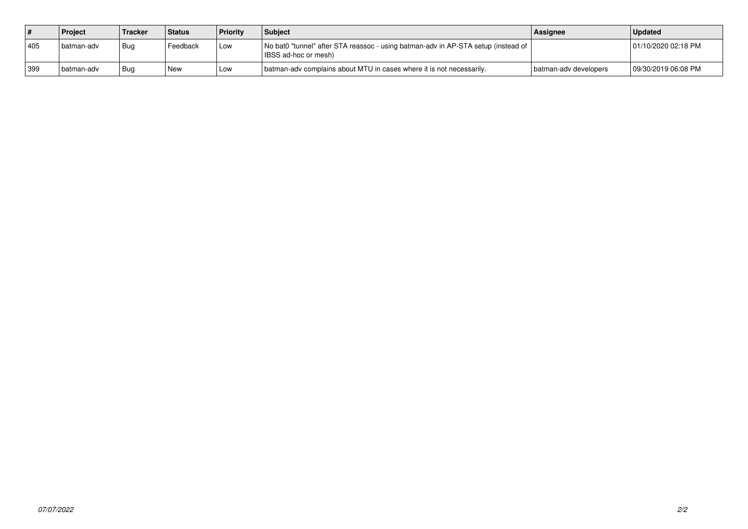| # | Project | Tracker | Status | Priority | Subject | Assignee | Updated |
|---|---|---|---|---|---|---|---|
| 405 | batman-adv | Bug | Feedback | Low | No bat0 "tunnel" after STA reassoc - using batman-adv in AP-STA setup (instead of IBSS ad-hoc or mesh) | | 01/10/2020 02:18 PM |
| 399 | batman-adv | Bug | New | Low | batman-adv complains about MTU in cases where it is not necessarily. | batman-adv developers | 09/30/2019 06:08 PM |